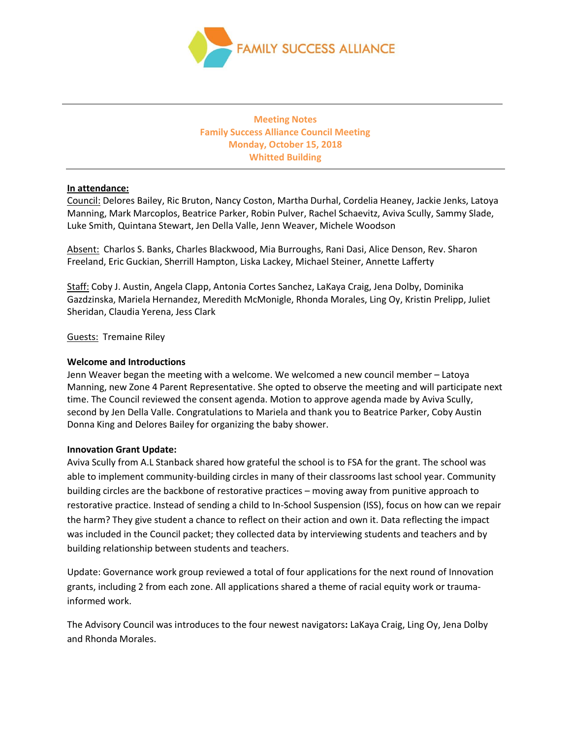FAMILY SUCCESS ALLIANCE

**Meeting Notes**
**Family Success Alliance Council Meeting**
**Monday, October 15, 2018**
**Whitted Building**

---

**In attendance:**

Council: Delores Bailey, Ric Bruton, Nancy Coston, Martha Durhal, Cordelia Heaney, Jackie Jenks, Latoya Manning, Mark Marcoplos, Beatrice Parker, Robin Pulver, Rachel Schaevitz, Aviva Scully, Sammy Slade, Luke Smith, Quintana Stewart, Jen Della Valle, Jenn Weaver, Michele Woodson

Absent: Charlos S. Banks, Charles Blackwood, Mia Burroughs, Rani Dasi, Alice Denson, Rev. Sharon Freeland, Eric Guckian, Sherrill Hampton, Liska Lackey, Michael Steiner, Annette Lafferty

Staff: Coby J. Austin, Angela Clapp, Antonia Cortes Sanchez, LaKaya Craig, Jena Dolby, Dominika Gazdzinska, Mariela Hernandez, Meredith McMonigle, Rhonda Morales, Ling Oy, Kristin Prelipp, Juliet Sheridan, Claudia Yerena, Jess Clark

Guests: Tremaine Riley

**Welcome and Introductions**

Jenn Weaver began the meeting with a welcome. We welcomed a new council member – Latoya Manning, new Zone 4 Parent Representative. She opted to observe the meeting and will participate next time. The Council reviewed the consent agenda. Motion to approve agenda made by Aviva Scully, second by Jen Della Valle. Congratulations to Mariela and thank you to Beatrice Parker, Coby Austin Donna King and Delores Bailey for organizing the baby shower.

**Innovation Grant Update:**

Aviva Scully from A.L Stanback shared how grateful the school is to FSA for the grant. The school was able to implement community-building circles in many of their classrooms last school year. Community building circles are the backbone of restorative practices – moving away from punitive approach to restorative practice. Instead of sending a child to In-School Suspension (ISS), focus on how can we repair the harm? They give student a chance to reflect on their action and own it. Data reflecting the impact was included in the Council packet; they collected data by interviewing students and teachers and by building relationship between students and teachers.

Update: Governance work group reviewed a total of four applications for the next round of Innovation grants, including 2 from each zone. All applications shared a theme of racial equity work or trauma-informed work.

The Advisory Council was introduces to the four newest navigators**:** LaKaya Craig, Ling Oy, Jena Dolby and Rhonda Morales.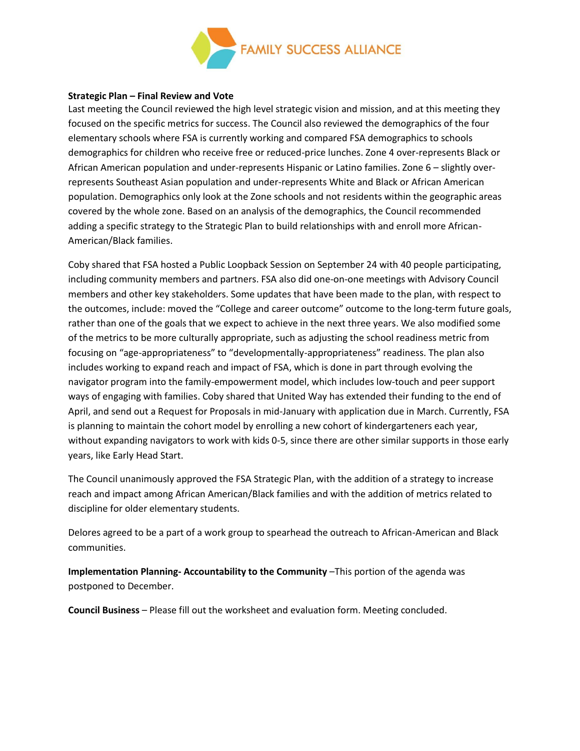**Strategic Plan – Final Review and Vote**
Last meeting the Council reviewed the high level strategic vision and mission, and at this meeting they focused on the specific metrics for success. The Council also reviewed the demographics of the four elementary schools where FSA is currently working and compared FSA demographics to schools demographics for children who receive free or reduced-price lunches. Zone 4 over-represents Black or African American population and under-represents Hispanic or Latino families. Zone 6 – slightly over-represents Southeast Asian population and under-represents White and Black or African American population. Demographics only look at the Zone schools and not residents within the geographic areas covered by the whole zone. Based on an analysis of the demographics, the Council recommended adding a specific strategy to the Strategic Plan to build relationships with and enroll more African-American/Black families.

Coby shared that FSA hosted a Public Loopback Session on September 24 with 40 people participating, including community members and partners. FSA also did one-on-one meetings with Advisory Council members and other key stakeholders. Some updates that have been made to the plan, with respect to the outcomes, include: moved the "College and career outcome" outcome to the long-term future goals, rather than one of the goals that we expect to achieve in the next three years. We also modified some of the metrics to be more culturally appropriate, such as adjusting the school readiness metric from focusing on "age-appropriateness" to "developmentally-appropriateness" readiness. The plan also includes working to expand reach and impact of FSA, which is done in part through evolving the navigator program into the family-empowerment model, which includes low-touch and peer support ways of engaging with families. Coby shared that United Way has extended their funding to the end of April, and send out a Request for Proposals in mid-January with application due in March. Currently, FSA is planning to maintain the cohort model by enrolling a new cohort of kindergarteners each year, without expanding navigators to work with kids 0-5, since there are other similar supports in those early years, like Early Head Start.

The Council unanimously approved the FSA Strategic Plan, with the addition of a strategy to increase reach and impact among African American/Black families and with the addition of metrics related to discipline for older elementary students.

Delores agreed to be a part of a work group to spearhead the outreach to African-American and Black communities.

**Implementation Planning- Accountability to the Community** –This portion of the agenda was postponed to December.

**Council Business** – Please fill out the worksheet and evaluation form. Meeting concluded.